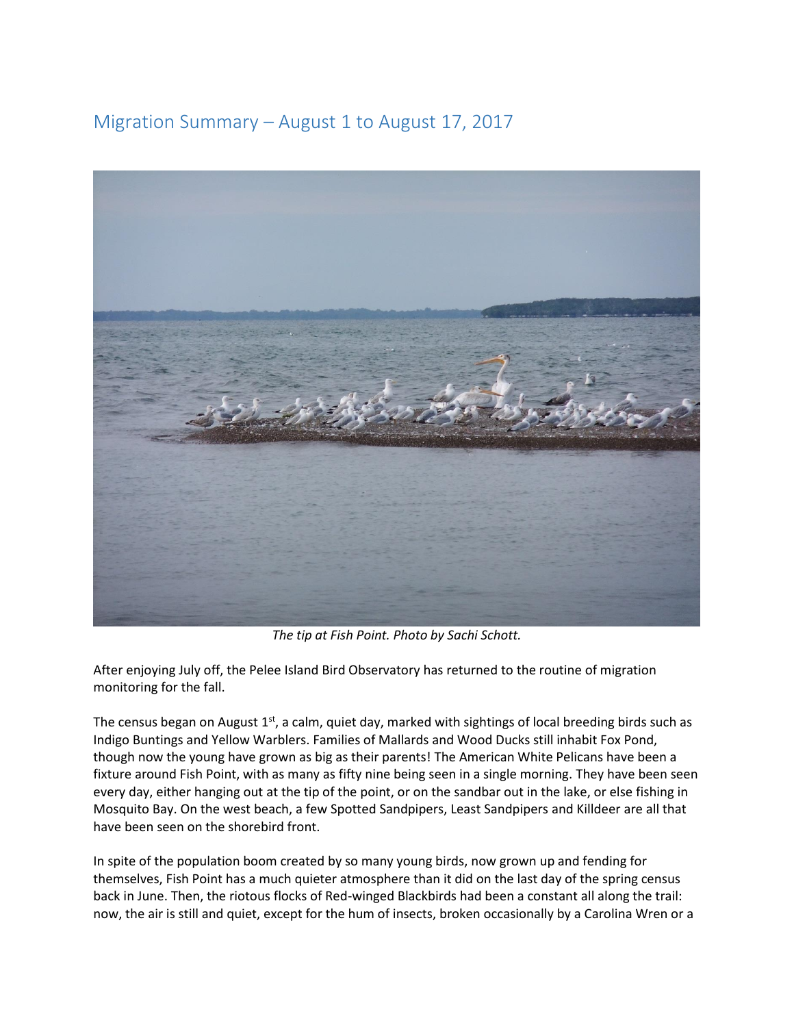# Migration Summary – August 1 to August 17, 2017

*The tip at Fish Point. Photo by Sachi Schott.*

After enjoying July off, the Pelee Island Bird Observatory has returned to the routine of migration monitoring for the fall.

The census began on August 1st, a calm, quiet day, marked with sightings of local breeding birds such as Indigo Buntings and Yellow Warblers. Families of Mallards and Wood Ducks still inhabit Fox Pond, though now the young have grown as big as their parents! The American White Pelicans have been a fixture around Fish Point, with as many as fifty nine being seen in a single morning. They have been seen every day, either hanging out at the tip of the point, or on the sandbar out in the lake, or else fishing in Mosquito Bay. On the west beach, a few Spotted Sandpipers, Least Sandpipers and Killdeer are all that have been seen on the shorebird front.

In spite of the population boom created by so many young birds, now grown up and fending for themselves, Fish Point has a much quieter atmosphere than it did on the last day of the spring census back in June. Then, the riotous flocks of Red-winged Blackbirds had been a constant all along the trail: now, the air is still and quiet, except for the hum of insects, broken occasionally by a Carolina Wren or a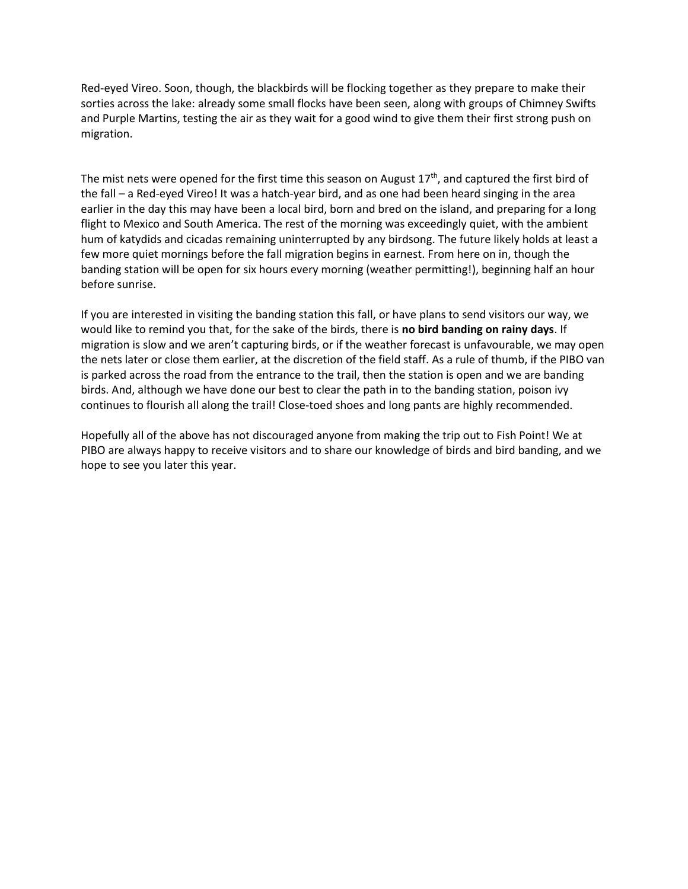Red-eyed Vireo. Soon, though, the blackbirds will be flocking together as they prepare to make their sorties across the lake: already some small flocks have been seen, along with groups of Chimney Swifts and Purple Martins, testing the air as they wait for a good wind to give them their first strong push on migration.

The mist nets were opened for the first time this season on August 17th, and captured the first bird of the fall – a Red-eyed Vireo! It was a hatch-year bird, and as one had been heard singing in the area earlier in the day this may have been a local bird, born and bred on the island, and preparing for a long flight to Mexico and South America. The rest of the morning was exceedingly quiet, with the ambient hum of katydids and cicadas remaining uninterrupted by any birdsong. The future likely holds at least a few more quiet mornings before the fall migration begins in earnest. From here on in, though the banding station will be open for six hours every morning (weather permitting!), beginning half an hour before sunrise.

If you are interested in visiting the banding station this fall, or have plans to send visitors our way, we would like to remind you that, for the sake of the birds, there is **no bird banding on rainy days**. If migration is slow and we aren't capturing birds, or if the weather forecast is unfavourable, we may open the nets later or close them earlier, at the discretion of the field staff. As a rule of thumb, if the PIBO van is parked across the road from the entrance to the trail, then the station is open and we are banding birds. And, although we have done our best to clear the path in to the banding station, poison ivy continues to flourish all along the trail! Close-toed shoes and long pants are highly recommended.

Hopefully all of the above has not discouraged anyone from making the trip out to Fish Point! We at PIBO are always happy to receive visitors and to share our knowledge of birds and bird banding, and we hope to see you later this year.